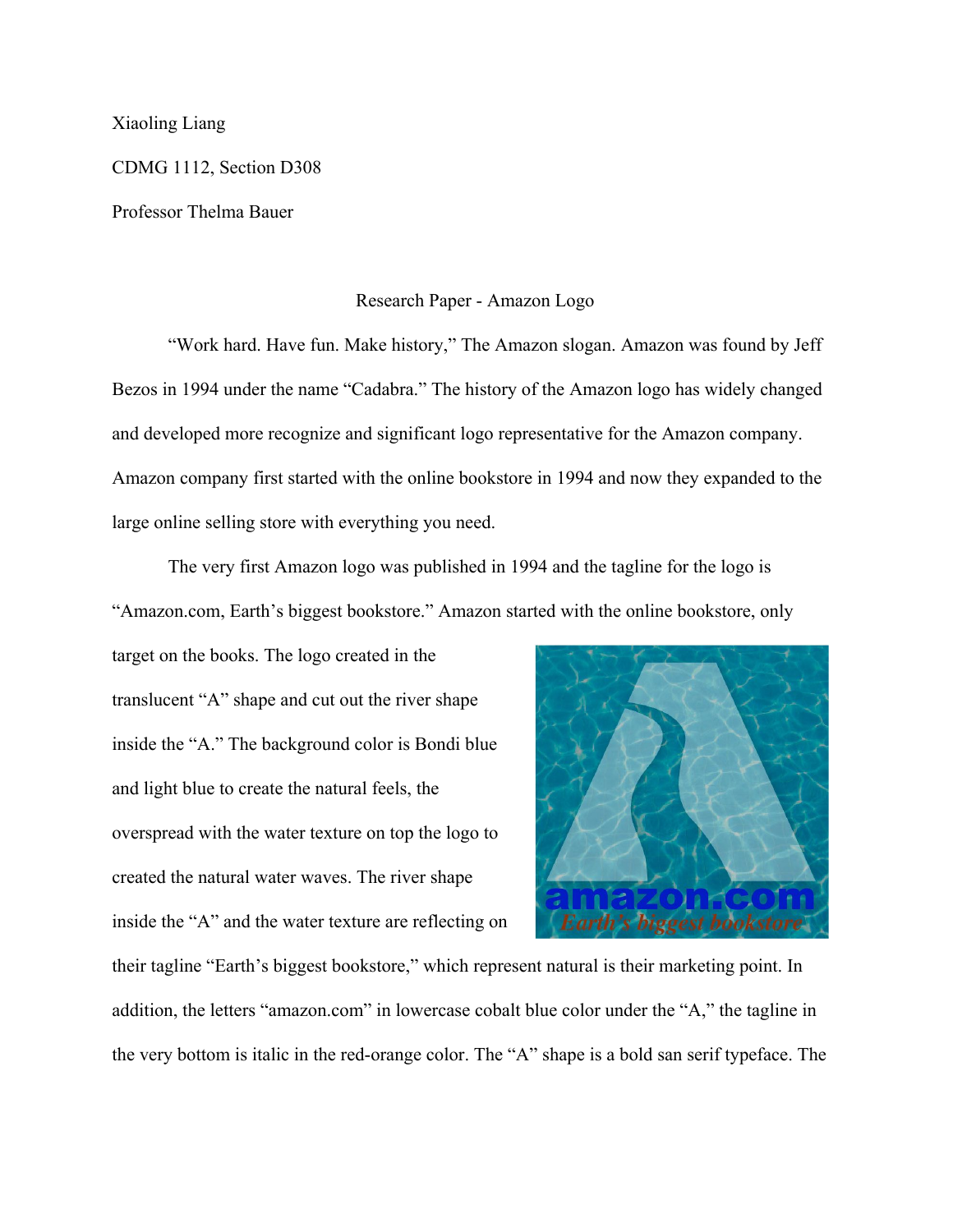Xiaoling Liang

CDMG 1112, Section D308

Professor Thelma Bauer

Research Paper - Amazon Logo

"Work hard. Have fun. Make history," The Amazon slogan. Amazon was found by Jeff Bezos in 1994 under the name "Cadabra." The history of the Amazon logo has widely changed and developed more recognize and significant logo representative for the Amazon company. Amazon company first started with the online bookstore in 1994 and now they expanded to the large online selling store with everything you need.

The very first Amazon logo was published in 1994 and the tagline for the logo is "Amazon.com, Earth's biggest bookstore." Amazon started with the online bookstore, only target on the books. The logo created in the translucent "A" shape and cut out the river shape inside the "A." The background color is Bondi blue and light blue to create the natural feels, the overspread with the water texture on top the logo to created the natural water waves. The river shape inside the "A" and the water texture are reflecting on their tagline "Earth's biggest bookstore," which represent natural is their marketing point. In addition, the letters "amazon.com" in lowercase cobalt blue color under the "A," the tagline in the very bottom is italic in the red-orange color. The "A" shape is a bold san serif typeface. The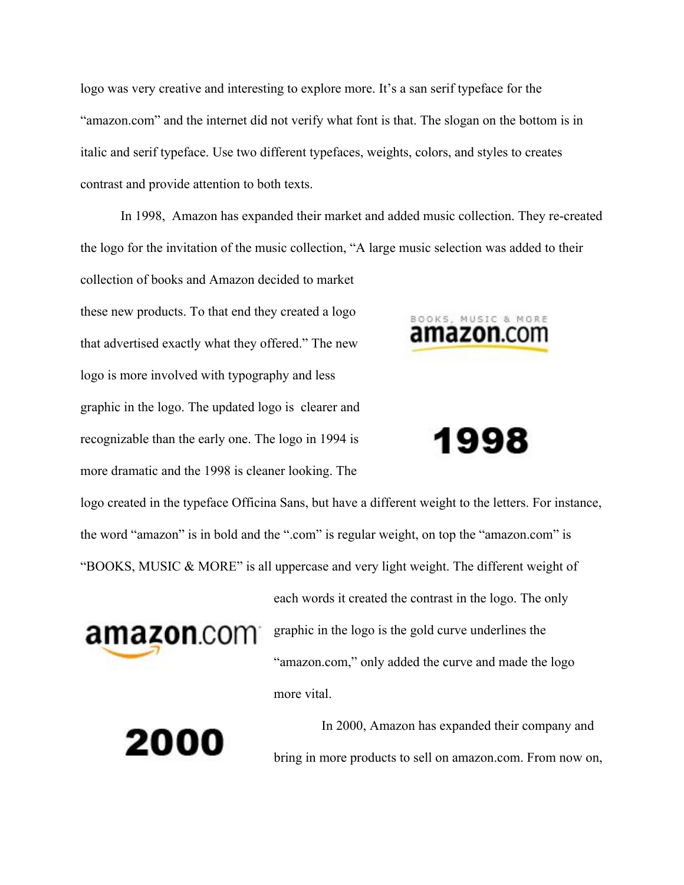logo was very creative and interesting to explore more. It's a san serif typeface for the "amazon.com" and the internet did not verify what font is that. The slogan on the bottom is in italic and serif typeface. Use two different typefaces, weights, colors, and styles to creates contrast and provide attention to both texts.

In 1998, Amazon has expanded their market and added music collection. They re-created the logo for the invitation of the music collection, "A large music selection was added to their collection of books and Amazon decided to market these new products. To that end they created a logo that advertised exactly what they offered." The new logo is more involved with typography and less graphic in the logo. The updated logo is clearer and recognizable than the early one. The logo in 1994 is more dramatic and the 1998 is cleaner looking. The logo created in the typeface Officina Sans, but have a different weight to the letters. For instance, the word "amazon" is in bold and the ".com" is regular weight, on top the "amazon.com" is "BOOKS, MUSIC & MORE" is all uppercase and very light weight. The different weight of each words it created the contrast in the logo. The only graphic in the logo is the gold curve underlines the "amazon.com," only added the curve and made the logo more vital.

BOOKS, MUSIC & MORE
amazon.com

**1998**

amazon.com

**2000**

In 2000, Amazon has expanded their company and bring in more products to sell on amazon.com. From now on,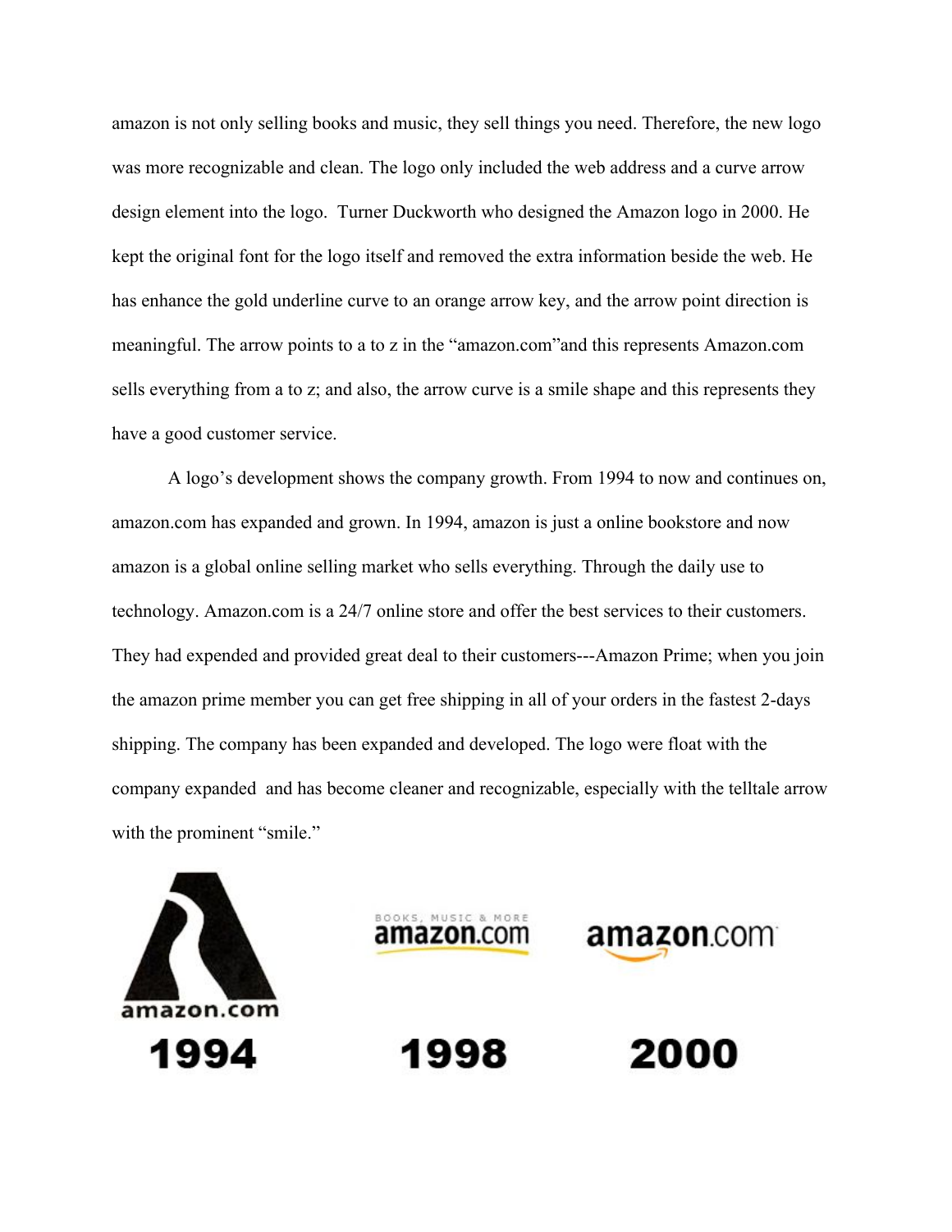amazon is not only selling books and music, they sell things you need. Therefore, the new logo was more recognizable and clean. The logo only included the web address and a curve arrow design element into the logo.  Turner Duckworth who designed the Amazon logo in 2000. He kept the original font for the logo itself and removed the extra information beside the web. He has enhance the gold underline curve to an orange arrow key, and the arrow point direction is meaningful. The arrow points to a to z in the "amazon.com"and this represents Amazon.com sells everything from a to z; and also, the arrow curve is a smile shape and this represents they have a good customer service.

A logo's development shows the company growth. From 1994 to now and continues on, amazon.com has expanded and grown. In 1994, amazon is just a online bookstore and now amazon is a global online selling market who sells everything. Through the daily use to technology. Amazon.com is a 24/7 online store and offer the best services to their customers. They had expended and provided great deal to their customers---Amazon Prime; when you join the amazon prime member you can get free shipping in all of your orders in the fastest 2-days shipping. The company has been expanded and developed. The logo were float with the company expanded  and has become cleaner and recognizable, especially with the telltale arrow with the prominent "smile."

amazon.com

1994

BOOKS, MUSIC & MORE
amazon.com

1998

amazon.com

2000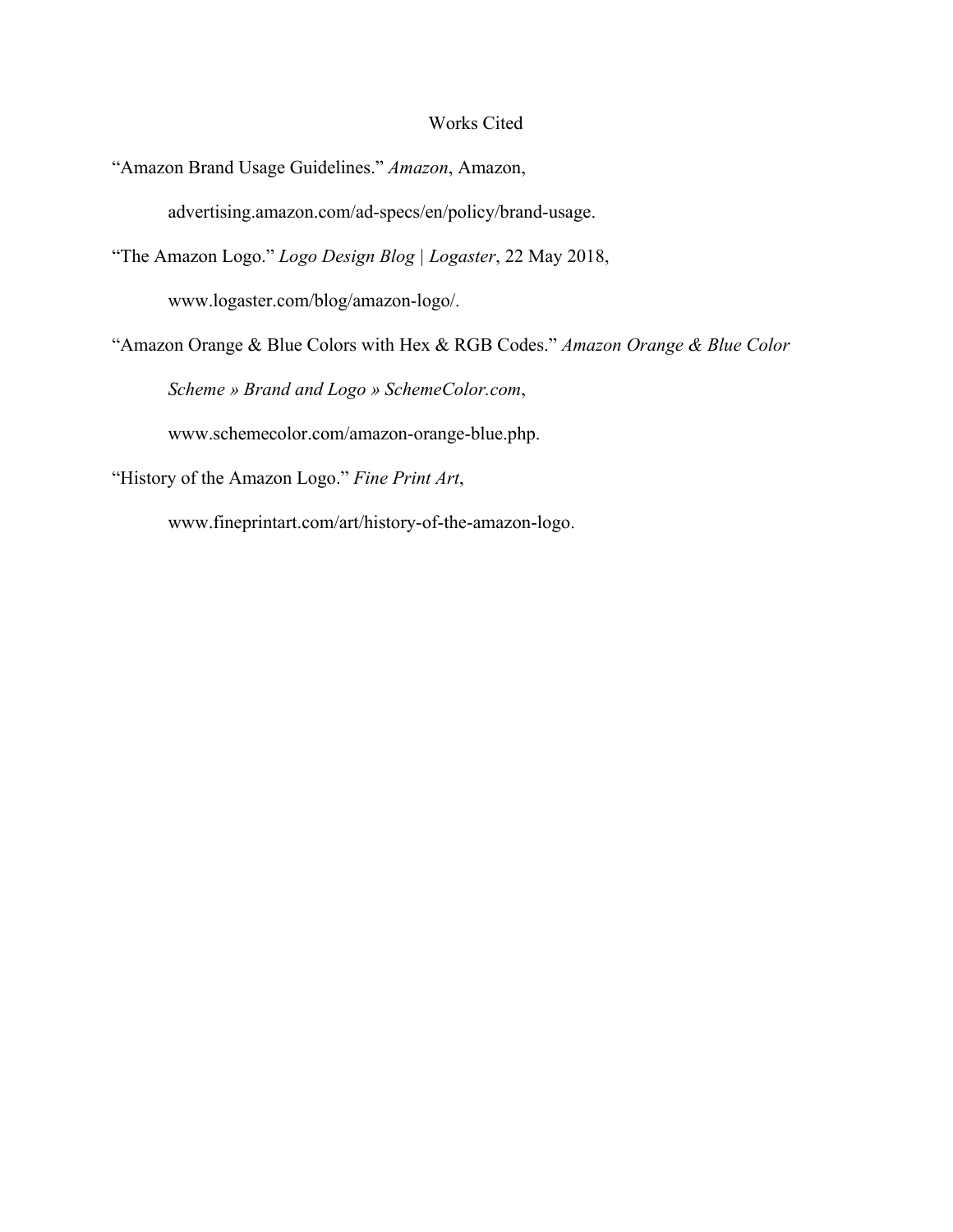# Works Cited

"Amazon Brand Usage Guidelines." *Amazon*, Amazon, advertising.amazon.com/ad-specs/en/policy/brand-usage.

"The Amazon Logo." *Logo Design Blog | Logaster*, 22 May 2018, www.logaster.com/blog/amazon-logo/.

"Amazon Orange & Blue Colors with Hex & RGB Codes." *Amazon Orange & Blue Color Scheme » Brand and Logo » SchemeColor.com*, www.schemecolor.com/amazon-orange-blue.php.

"History of the Amazon Logo." *Fine Print Art*, www.fineprintart.com/art/history-of-the-amazon-logo.